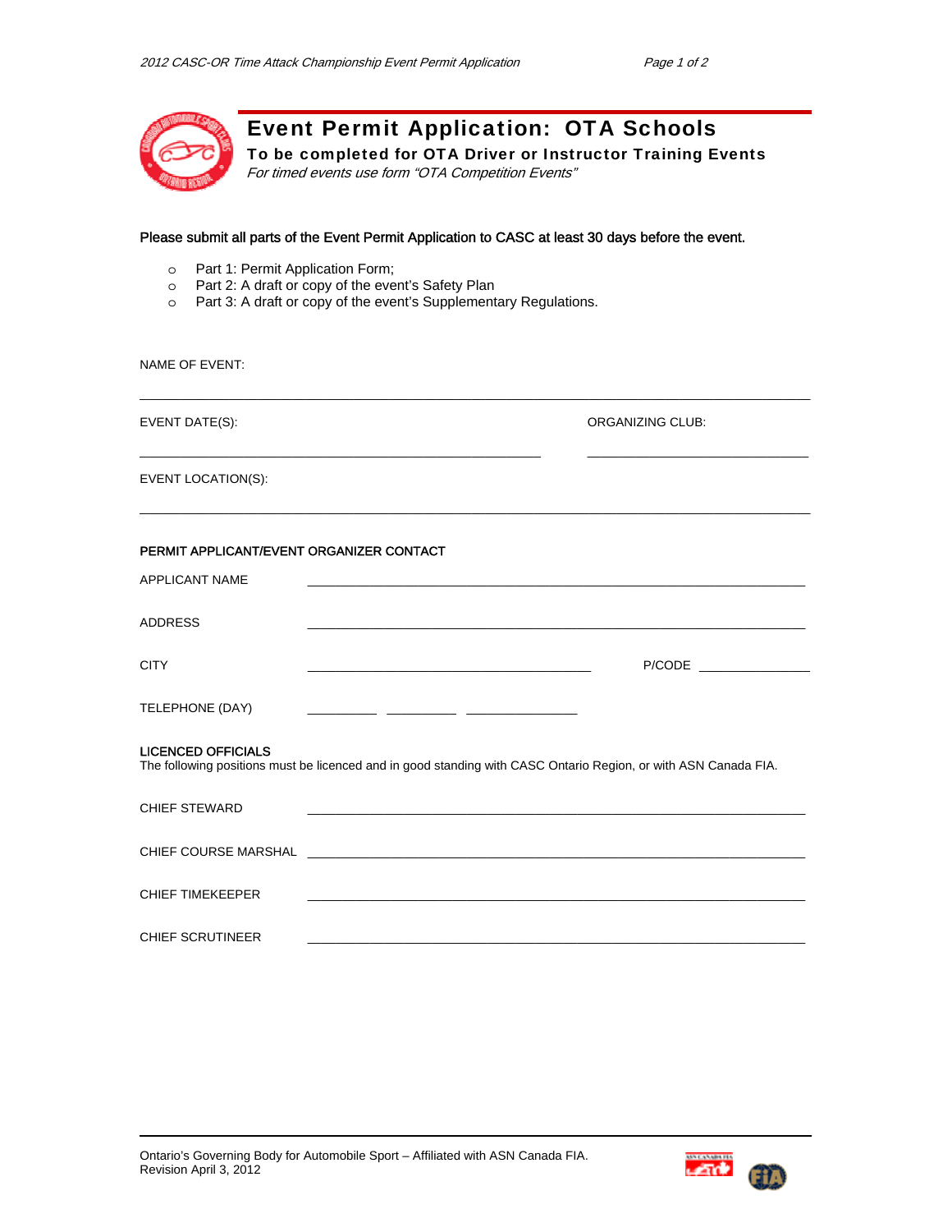# Event Permit Application: OTA Schools

**To be completed for OTA Driver or Instructor Training Events**

*For timed events use form "OTA Competition Events"*

**Please submit all parts of the Event Permit Application to CASC at least 30 days before the event.**

- Part 1: Permit Application Form;
- Part 2: A draft or copy of the event's Safety Plan
- Part 3: A draft or copy of the event's Supplementary Regulations.

NAME OF EVENT: ______________________________________________

EVENT DATE(S): ______________________________ ORGANIZING CLUB: ______________________

EVENT LOCATION(S): ______________________________________________

**PERMIT APPLICANT/EVENT ORGANIZER CONTACT**

APPLICANT NAME ______________________________________________

ADDRESS ______________________________________________

CITY ______________________________ P/CODE ______________

TELEPHONE (DAY) ________ ________ ____________

**LICENCED OFFICIALS**

The following positions must be licenced and in good standing with CASC Ontario Region, or with ASN Canada FIA.

CHIEF STEWARD ______________________________________________

CHIEF COURSE MARSHAL ______________________________________________

CHIEF TIMEKEEPER ______________________________________________

CHIEF SCRUTINEER ______________________________________________

Ontario's Governing Body for Automobile Sport – Affiliated with ASN Canada FIA.
Revision April 3, 2012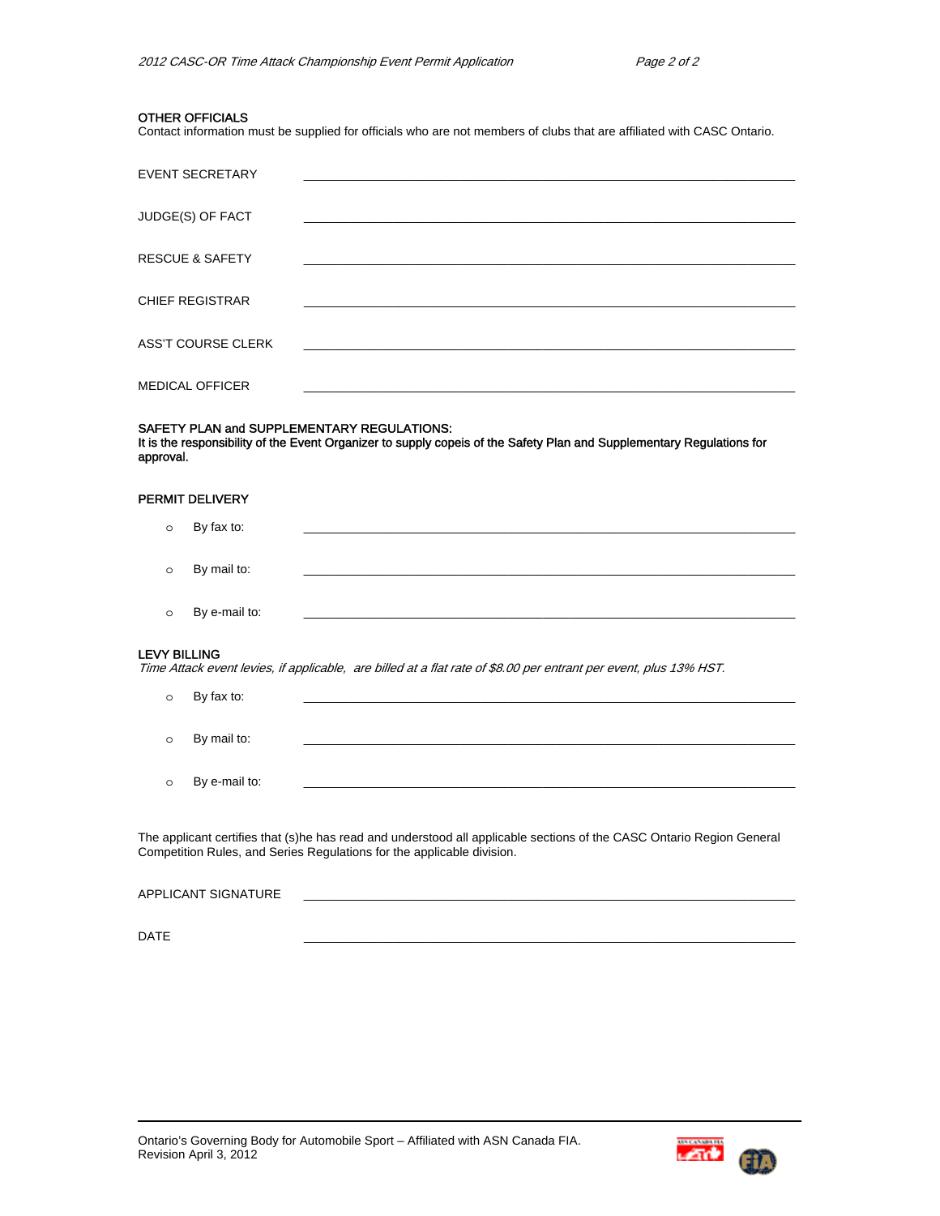### OTHER OFFICIALS

Contact information must be supplied for officials who are not members of clubs that are affiliated with CASC Ontario.

EVENT SECRETARY ______________________________

JUDGE(S) OF FACT ______________________________

RESCUE & SAFETY ______________________________

CHIEF REGISTRAR ______________________________

ASS'T COURSE CLERK ______________________________

MEDICAL OFFICER ______________________________

### SAFETY PLAN and SUPPLEMENTARY REGULATIONS:

**It is the responsibility of the Event Organizer to supply copeis of the Safety Plan and Supplementary Regulations for approval.**

### PERMIT DELIVERY

- By fax to: ______________________________
- By mail to: ______________________________
- By e-mail to: ______________________________

### LEVY BILLING

*Time Attack event levies, if applicable, are billed at a flat rate of $8.00 per entrant per event, plus 13% HST.*

- By fax to: ______________________________
- By mail to: ______________________________
- By e-mail to: ______________________________

The applicant certifies that (s)he has read and understood all applicable sections of the CASC Ontario Region General Competition Rules, and Series Regulations for the applicable division.

APPLICANT SIGNATURE ______________________________

DATE ______________________________

Ontario's Governing Body for Automobile Sport – Affiliated with ASN Canada FIA.
Revision April 3, 2012